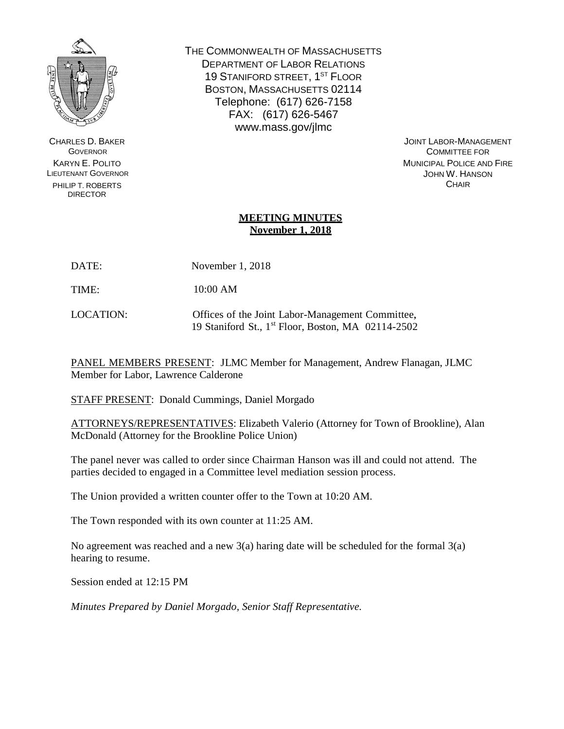THE COMMONWEALTH OF MASSACHUSETTS
DEPARTMENT OF LABOR RELATIONS
19 STANIFORD STREET, 1ST FLOOR
BOSTON, MASSACHUSETTS 02114
Telephone: (617) 626-7158
FAX: (617) 626-5467
www.mass.gov/jlmc

CHARLES D. BAKER
GOVERNOR
KARYN E. POLITO
LIEUTENANT GOVERNOR
PHILIP T. ROBERTS
DIRECTOR

JOINT LABOR-MANAGEMENT
COMMITTEE FOR
MUNICIPAL POLICE AND FIRE
JOHN W. HANSON
CHAIR

# MEETING MINUTES
## November 1, 2018

DATE: November 1, 2018

TIME: 10:00 AM

LOCATION: Offices of the Joint Labor-Management Committee, 19 Staniford St., 1st Floor, Boston, MA 02114-2502

PANEL MEMBERS PRESENT: JLMC Member for Management, Andrew Flanagan, JLMC Member for Labor, Lawrence Calderone

STAFF PRESENT: Donald Cummings, Daniel Morgado

ATTORNEYS/REPRESENTATIVES: Elizabeth Valerio (Attorney for Town of Brookline), Alan McDonald (Attorney for the Brookline Police Union)

The panel never was called to order since Chairman Hanson was ill and could not attend. The parties decided to engaged in a Committee level mediation session process.

The Union provided a written counter offer to the Town at 10:20 AM.

The Town responded with its own counter at 11:25 AM.

No agreement was reached and a new 3(a) haring date will be scheduled for the formal 3(a) hearing to resume.

Session ended at 12:15 PM

*Minutes Prepared by Daniel Morgado, Senior Staff Representative.*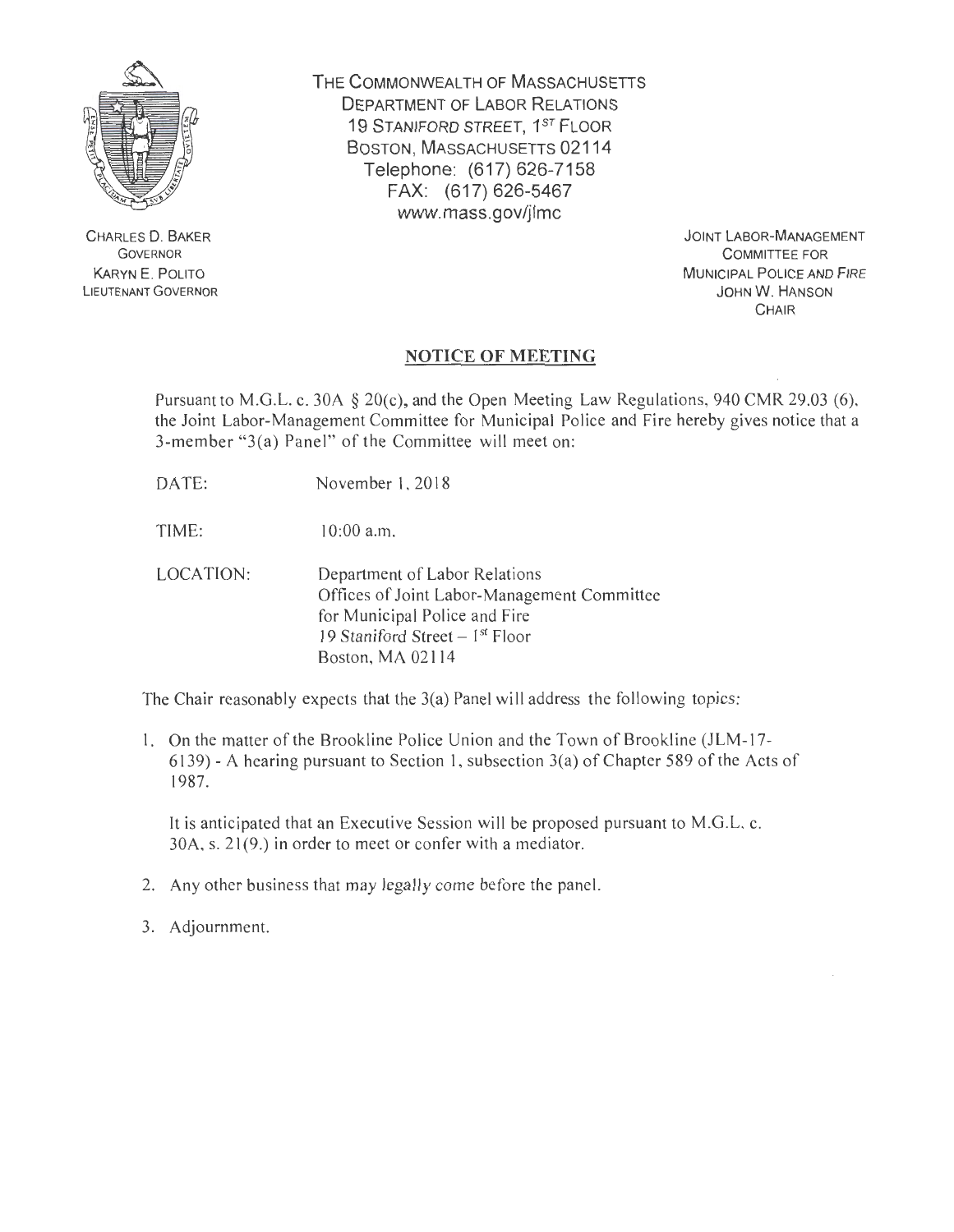THE COMMONWEALTH OF MASSACHUSETTS
DEPARTMENT OF LABOR RELATIONS
19 STANIFORD STREET, 1ST FLOOR
BOSTON, MASSACHUSETTS 02114
Telephone: (617) 626-7158
FAX: (617) 626-5467
www.mass.gov/jlmc

CHARLES D. BAKER
GOVERNOR
KARYN E. POLITO
LIEUTENANT GOVERNOR

JOINT LABOR-MANAGEMENT
COMMITTEE FOR
MUNICIPAL POLICE AND FIRE
JOHN W. HANSON
CHAIR

## NOTICE OF MEETING

Pursuant to M.G.L. c. 30A § 20(c), and the Open Meeting Law Regulations, 940 CMR 29.03 (6), the Joint Labor-Management Committee for Municipal Police and Fire hereby gives notice that a 3-member "3(a) Panel" of the Committee will meet on:

DATE: November 1, 2018

TIME: 10:00 a.m.

LOCATION: Department of Labor Relations
Offices of Joint Labor-Management Committee
for Municipal Police and Fire
19 Staniford Street – 1st Floor
Boston, MA 02114

The Chair reasonably expects that the 3(a) Panel will address the following topics:

1. On the matter of the Brookline Police Union and the Town of Brookline (JLM-17-6139) - A hearing pursuant to Section 1, subsection 3(a) of Chapter 589 of the Acts of 1987.

   It is anticipated that an Executive Session will be proposed pursuant to M.G.L. c. 30A, s. 21(9.) in order to meet or confer with a mediator.

2. Any other business that may legally come before the panel.

3. Adjournment.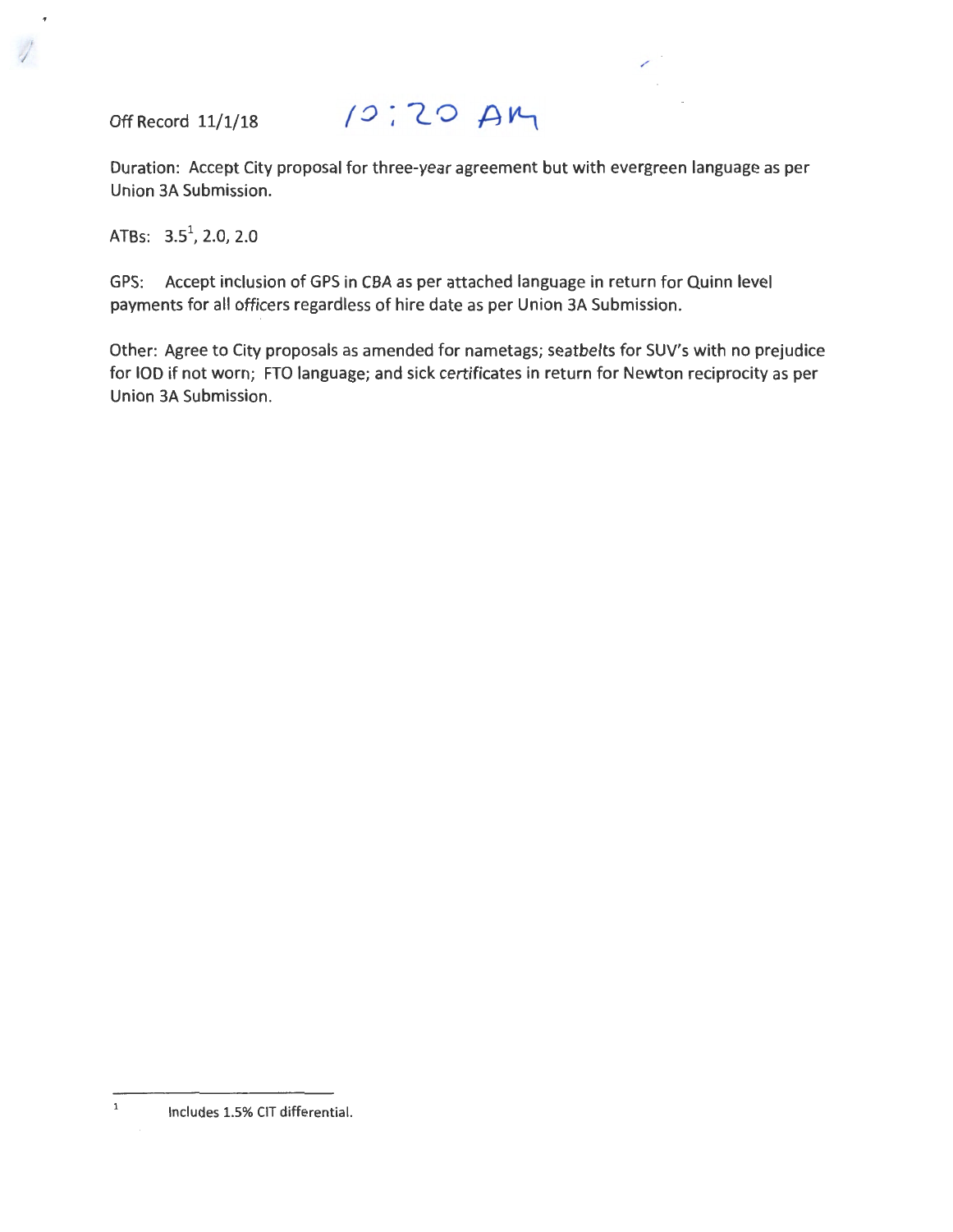Off Record 11/1/18 10:20 AM

Duration: Accept City proposal for three-year agreement but with evergreen language as per Union 3A Submission.

ATBs: 3.5[1], 2.0, 2.0

GPS: Accept inclusion of GPS in CBA as per attached language in return for Quinn level payments for all officers regardless of hire date as per Union 3A Submission.

Other: Agree to City proposals as amended for nametags; seatbelts for SUV's with no prejudice for IOD if not worn; FTO language; and sick certificates in return for Newton reciprocity as per Union 3A Submission.

---

[1] Includes 1.5% CIT differential.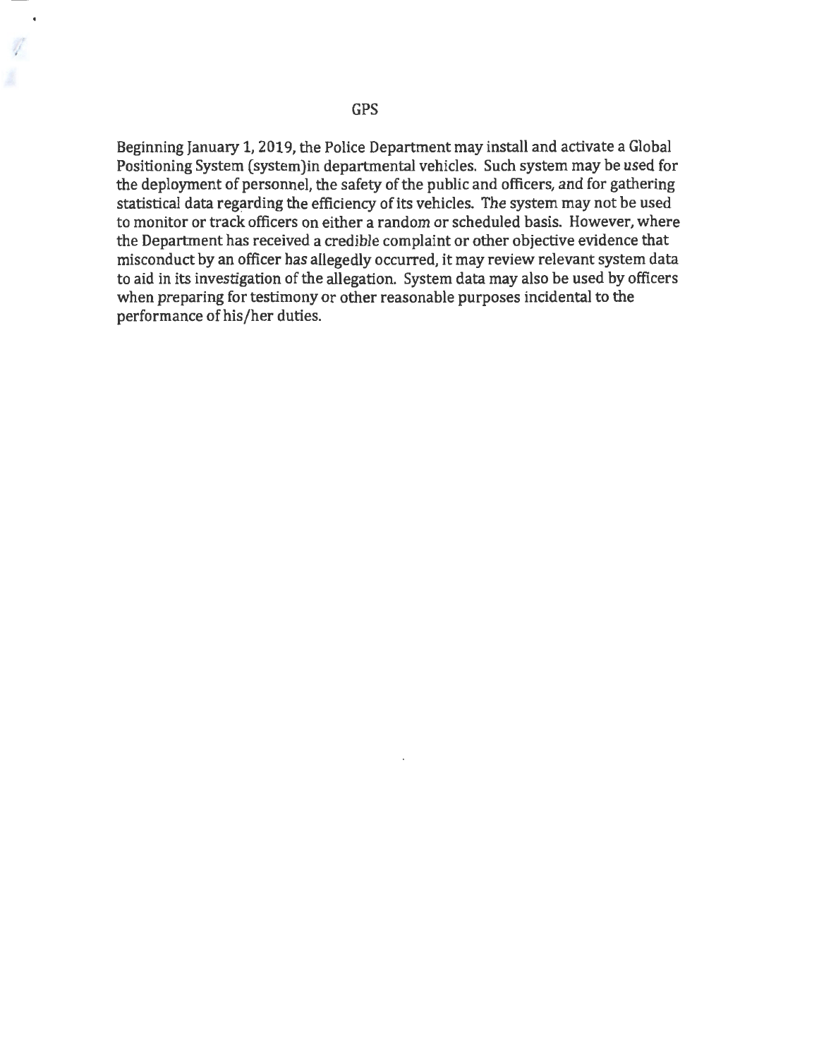# GPS

Beginning January 1, 2019, the Police Department may install and activate a Global Positioning System (system)in departmental vehicles. Such system may be used for the deployment of personnel, the safety of the public and officers, and for gathering statistical data regarding the efficiency of its vehicles. The system may not be used to monitor or track officers on either a random or scheduled basis. However, where the Department has received a credible complaint or other objective evidence that misconduct by an officer has allegedly occurred, it may review relevant system data to aid in its investigation of the allegation. System data may also be used by officers when preparing for testimony or other reasonable purposes incidental to the performance of his/her duties.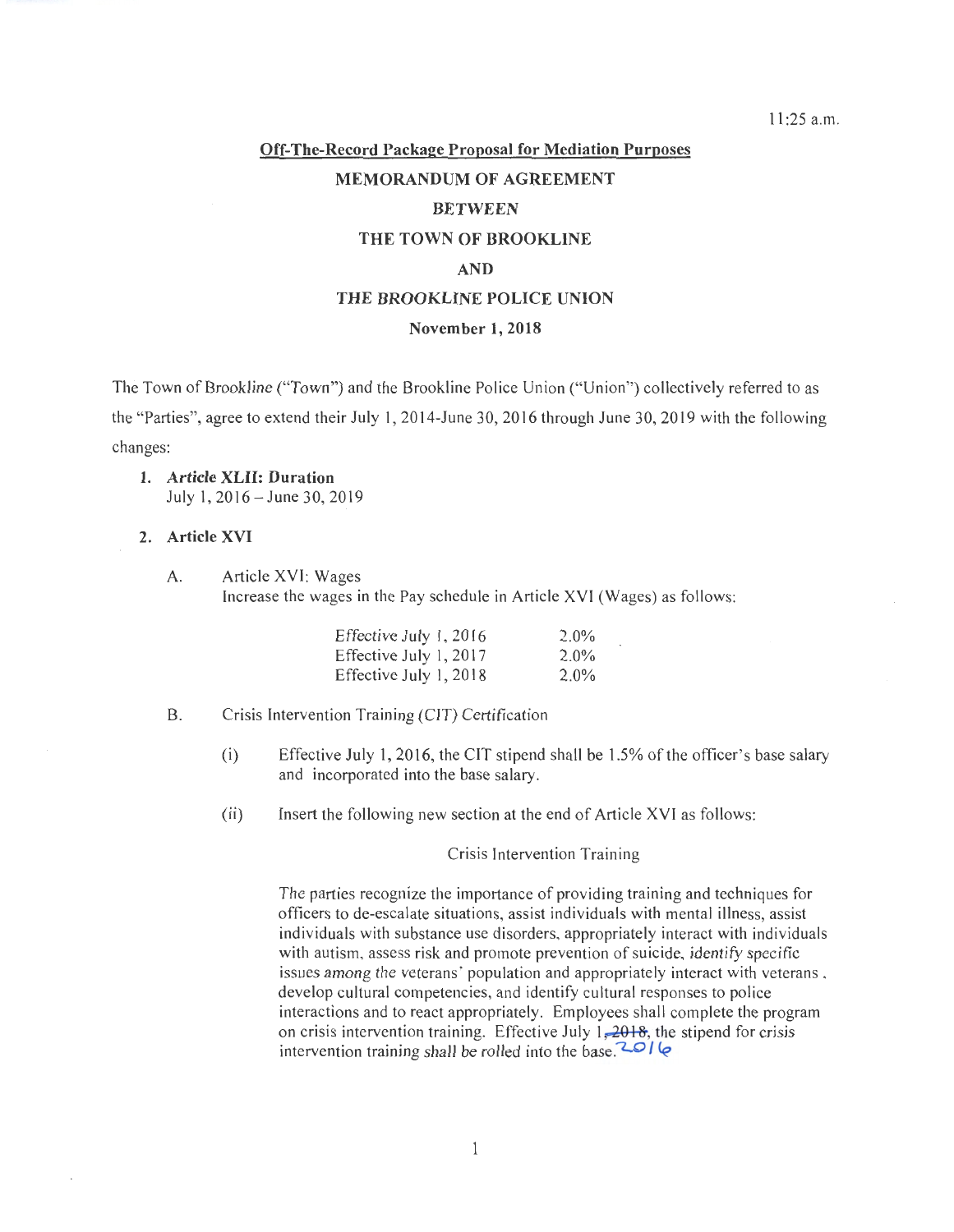11:25 a.m.

**Off-The-Record Package Proposal for Mediation Purposes**

**MEMORANDUM OF AGREEMENT**

**BETWEEN**

**THE TOWN OF BROOKLINE**

**AND**

**THE BROOKLINE POLICE UNION**

**November 1, 2018**

The Town of Brookline ("Town") and the Brookline Police Union ("Union") collectively referred to as the "Parties", agree to extend their July 1, 2014-June 30, 2016 through June 30, 2019 with the following changes:

1. ***Article* XLII: Duration**
   July 1, 2016 – June 30, 2019

2. **Article XVI**

   A. Article XVI: Wages
   Increase the wages in the Pay schedule in Article XVI (Wages) as follows:

   | | |
   |---|---|
   | Effective July 1, 2016 | 2.0% |
   | Effective July 1, 2017 | 2.0% |
   | Effective July 1, 2018 | 2.0% |

   B. Crisis Intervention Training (CIT) Certification

   (i) Effective July 1, 2016, the CIT stipend shall be 1.5% of the officer's base salary and incorporated into the base salary.

   (ii) Insert the following new section at the end of Article XVI as follows:

   Crisis Intervention Training

   The parties recognize the importance of providing training and techniques for officers to de-escalate situations, assist individuals with mental illness, assist individuals with substance use disorders, appropriately interact with individuals with autism, assess risk and promote prevention of suicide, identify specific issues among the veterans' population and appropriately interact with veterans, develop cultural competencies, and identify cultural responses to police interactions and to react appropriately. Employees shall complete the program on crisis intervention training. Effective July 1, ~~2018~~, the stipend for crisis intervention training shall be rolled into the base. 2016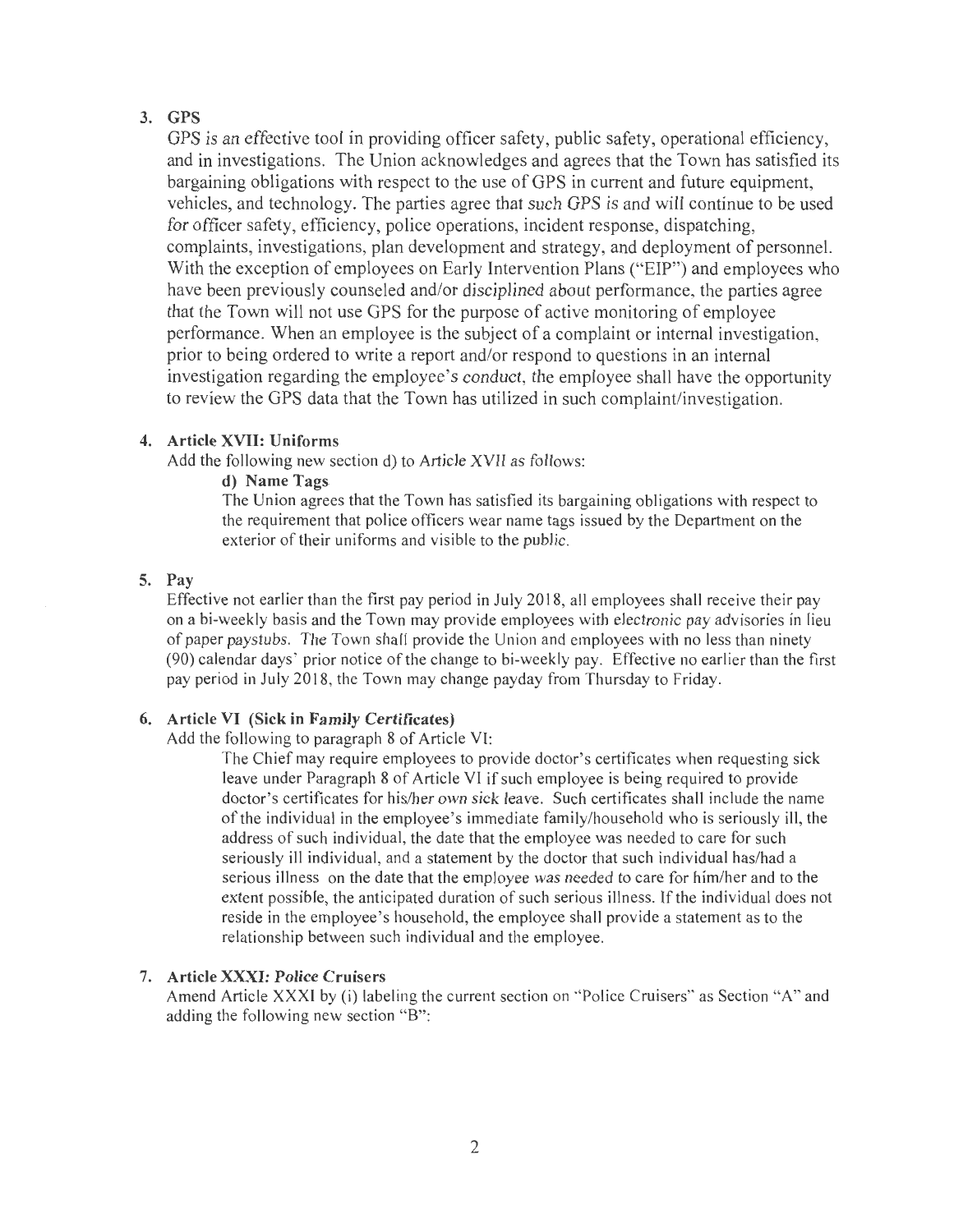**3. GPS**

GPS is an effective tool in providing officer safety, public safety, operational efficiency, and in investigations. The Union acknowledges and agrees that the Town has satisfied its bargaining obligations with respect to the use of GPS in current and future equipment, vehicles, and technology. The parties agree that such GPS is and will continue to be used for officer safety, efficiency, police operations, incident response, dispatching, complaints, investigations, plan development and strategy, and deployment of personnel. With the exception of employees on Early Intervention Plans ("EIP") and employees who have been previously counseled and/or disciplined about performance, the parties agree that the Town will not use GPS for the purpose of active monitoring of employee performance. When an employee is the subject of a complaint or internal investigation, prior to being ordered to write a report and/or respond to questions in an internal investigation regarding the employee's conduct, the employee shall have the opportunity to review the GPS data that the Town has utilized in such complaint/investigation.

**4. Article XVII: Uniforms**

Add the following new section d) to Article XVII as follows:

> **d) Name Tags**
>
> The Union agrees that the Town has satisfied its bargaining obligations with respect to the requirement that police officers wear name tags issued by the Department on the exterior of their uniforms and visible to the public.

**5. Pay**

Effective not earlier than the first pay period in July 2018, all employees shall receive their pay on a bi-weekly basis and the Town may provide employees with electronic pay advisories in lieu of paper paystubs. The Town shall provide the Union and employees with no less than ninety (90) calendar days' prior notice of the change to bi-weekly pay. Effective no earlier than the first pay period in July 2018, the Town may change payday from Thursday to Friday.

**6. Article VI (Sick in Family Certificates)**

Add the following to paragraph 8 of Article VI:

> The Chief may require employees to provide doctor's certificates when requesting sick leave under Paragraph 8 of Article VI if such employee is being required to provide doctor's certificates for his/her own sick leave. Such certificates shall include the name of the individual in the employee's immediate family/household who is seriously ill, the address of such individual, the date that the employee was needed to care for such seriously ill individual, and a statement by the doctor that such individual has/had a serious illness on the date that the employee was needed to care for him/her and to the extent possible, the anticipated duration of such serious illness. If the individual does not reside in the employee's household, the employee shall provide a statement as to the relationship between such individual and the employee.

**7. Article XXXI: Police Cruisers**

Amend Article XXXI by (i) labeling the current section on "Police Cruisers" as Section "A" and adding the following new section "B":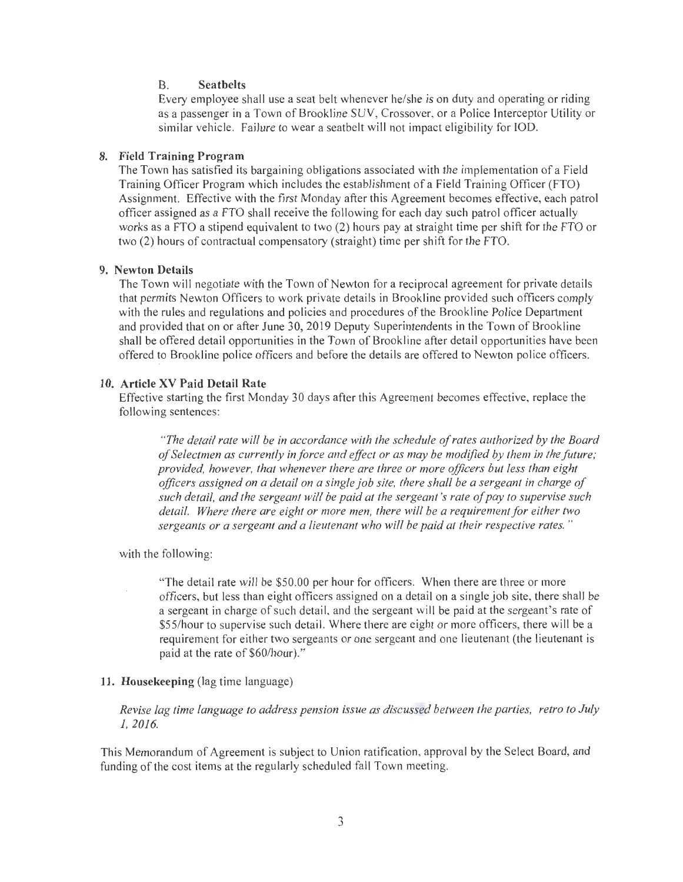B. **Seatbelts**

Every employee shall use a seat belt whenever he/she is on duty and operating or riding as a passenger in a Town of Brookline SUV, Crossover, or a Police Interceptor Utility or similar vehicle. Failure to wear a seatbelt will not impact eligibility for IOD.

**8. Field Training Program**

The Town has satisfied its bargaining obligations associated with the implementation of a Field Training Officer Program which includes the establishment of a Field Training Officer (FTO) Assignment. Effective with the first Monday after this Agreement becomes effective, each patrol officer assigned as a FTO shall receive the following for each day such patrol officer actually works as a FTO a stipend equivalent to two (2) hours pay at straight time per shift for the FTO or two (2) hours of contractual compensatory (straight) time per shift for the FTO.

**9. Newton Details**

The Town will negotiate with the Town of Newton for a reciprocal agreement for private details that permits Newton Officers to work private details in Brookline provided such officers comply with the rules and regulations and policies and procedures of the Brookline Police Department and provided that on or after June 30, 2019 Deputy Superintendents in the Town of Brookline shall be offered detail opportunities in the Town of Brookline after detail opportunities have been offered to Brookline police officers and before the details are offered to Newton police officers.

**10. Article XV Paid Detail Rate**

Effective starting the first Monday 30 days after this Agreement becomes effective, replace the following sentences:

> *"The detail rate will be in accordance with the schedule of rates authorized by the Board of Selectmen as currently in force and effect or as may be modified by them in the future; provided, however, that whenever there are three or more officers but less than eight officers assigned on a detail on a single job site, there shall be a sergeant in charge of such detail, and the sergeant will be paid at the sergeant's rate of pay to supervise such detail. Where there are eight or more men, there will be a requirement for either two sergeants or a sergeant and a lieutenant who will be paid at their respective rates."*

with the following:

> "The detail rate will be $50.00 per hour for officers. When there are three or more officers, but less than eight officers assigned on a detail on a single job site, there shall be a sergeant in charge of such detail, and the sergeant will be paid at the sergeant's rate of $55/hour to supervise such detail. Where there are eight or more officers, there will be a requirement for either two sergeants or one sergeant and one lieutenant (the lieutenant is paid at the rate of $60/hour)."

**11. Housekeeping** (lag time language)

*Revise lag time language to address pension issue as discussed between the parties, retro to July 1, 2016.*

This Memorandum of Agreement is subject to Union ratification, approval by the Select Board, and funding of the cost items at the regularly scheduled fall Town meeting.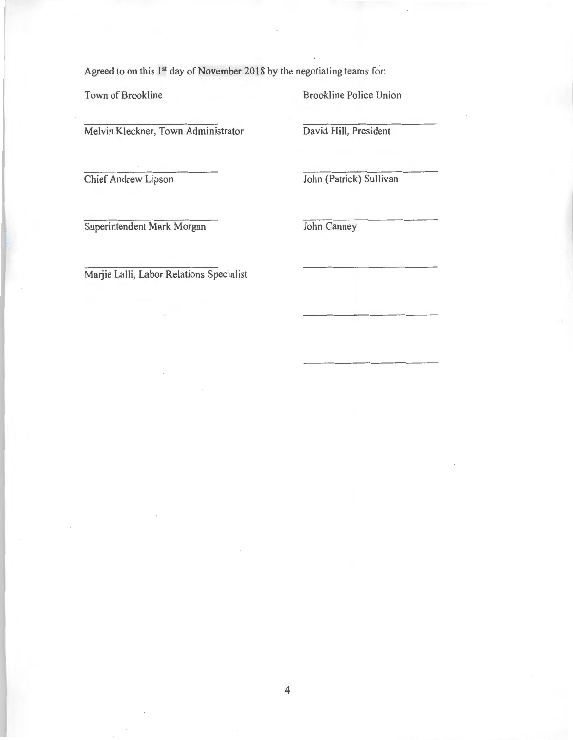Agreed to on this 1st day of November 2018 by the negotiating teams for:

| Town of Brookline | Brookline Police Union |
| --- | --- |
| \_\_\_\_\_\_\_\_\_\_\_\_\_\_\_\_\_\_\_\_\_\_\_\_ | \_\_\_\_\_\_\_\_\_\_\_\_\_\_\_\_\_\_\_\_\_\_\_\_ |
| Melvin Kleckner, Town Administrator | David Hill, President |
| \_\_\_\_\_\_\_\_\_\_\_\_\_\_\_\_\_\_\_\_\_\_\_\_ | \_\_\_\_\_\_\_\_\_\_\_\_\_\_\_\_\_\_\_\_\_\_\_\_ |
| Chief Andrew Lipson | John (Patrick) Sullivan |
| \_\_\_\_\_\_\_\_\_\_\_\_\_\_\_\_\_\_\_\_\_\_\_\_ | \_\_\_\_\_\_\_\_\_\_\_\_\_\_\_\_\_\_\_\_\_\_\_\_ |
| Superintendent Mark Morgan | John Canney |
| \_\_\_\_\_\_\_\_\_\_\_\_\_\_\_\_\_\_\_\_\_\_\_\_ | \_\_\_\_\_\_\_\_\_\_\_\_\_\_\_\_\_\_\_\_\_\_\_\_ |
| Marjie Lalli, Labor Relations Specialist | |
| | \_\_\_\_\_\_\_\_\_\_\_\_\_\_\_\_\_\_\_\_\_\_\_\_ |
| | \_\_\_\_\_\_\_\_\_\_\_\_\_\_\_\_\_\_\_\_\_\_\_\_ |